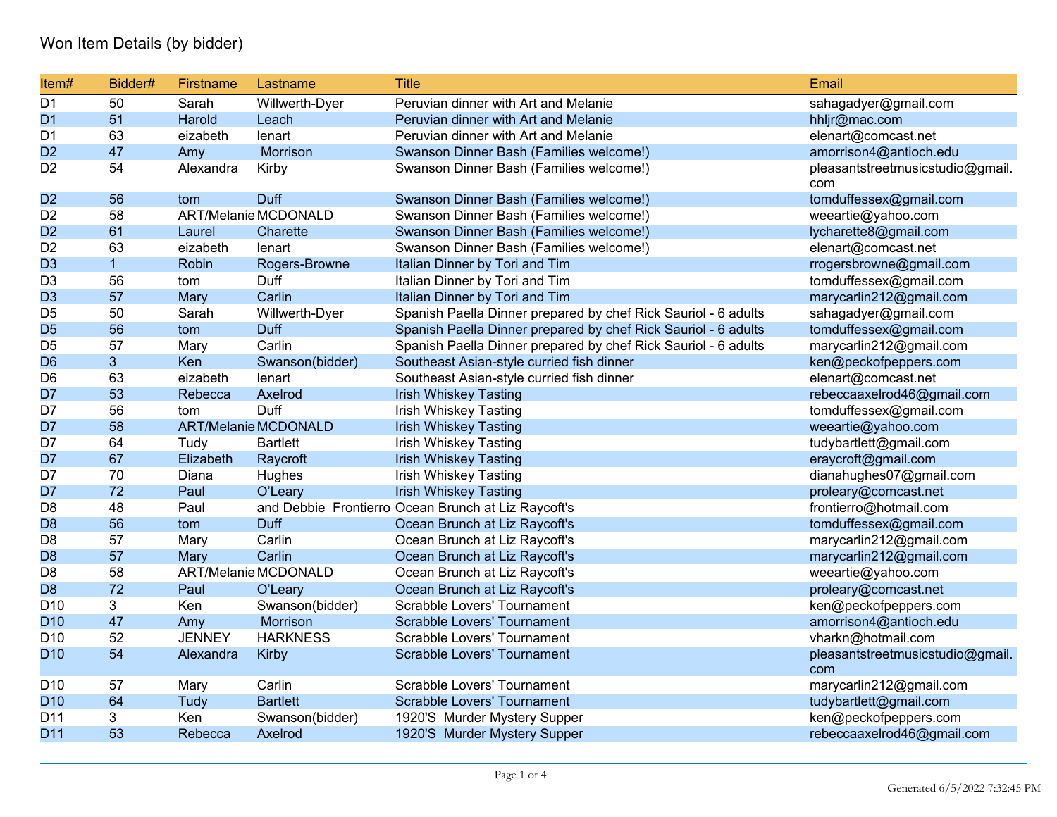# Won Item Details (by bidder)

| Item# | Bidder# | Firstname | Lastname | Title | Email |
|---|---|---|---|---|---|
| D1 | 50 | Sarah | Willwerth-Dyer | Peruvian dinner with Art and Melanie | sahagadyer@gmail.com |
| D1 | 51 | Harold | Leach | Peruvian dinner with Art and Melanie | hhljr@mac.com |
| D1 | 63 | eizabeth | lenart | Peruvian dinner with Art and Melanie | elenart@comcast.net |
| D2 | 47 | Amy | Morrison | Swanson Dinner Bash (Families welcome!) | amorrison4@antioch.edu |
| D2 | 54 | Alexandra | Kirby | Swanson Dinner Bash (Families welcome!) | pleasantstreetmusicstudio@gmail.com |
| D2 | 56 | tom | Duff | Swanson Dinner Bash (Families welcome!) | tomduffessex@gmail.com |
| D2 | 58 | ART/Melanie | MCDONALD | Swanson Dinner Bash (Families welcome!) | weeartie@yahoo.com |
| D2 | 61 | Laurel | Charette | Swanson Dinner Bash (Families welcome!) | lycharette8@gmail.com |
| D2 | 63 | eizabeth | lenart | Swanson Dinner Bash (Families welcome!) | elenart@comcast.net |
| D3 | 1 | Robin | Rogers-Browne | Italian Dinner by Tori and Tim | rrogersbrowne@gmail.com |
| D3 | 56 | tom | Duff | Italian Dinner by Tori and Tim | tomduffessex@gmail.com |
| D3 | 57 | Mary | Carlin | Italian Dinner by Tori and Tim | marycarlin212@gmail.com |
| D5 | 50 | Sarah | Willwerth-Dyer | Spanish Paella Dinner prepared by chef Rick Sauriol - 6 adults | sahagadyer@gmail.com |
| D5 | 56 | tom | Duff | Spanish Paella Dinner prepared by chef Rick Sauriol - 6 adults | tomduffessex@gmail.com |
| D5 | 57 | Mary | Carlin | Spanish Paella Dinner prepared by chef Rick Sauriol - 6 adults | marycarlin212@gmail.com |
| D6 | 3 | Ken | Swanson(bidder) | Southeast Asian-style curried fish dinner | ken@peckofpeppers.com |
| D6 | 63 | eizabeth | lenart | Southeast Asian-style curried fish dinner | elenart@comcast.net |
| D7 | 53 | Rebecca | Axelrod | Irish Whiskey Tasting | rebeccaaxelrod46@gmail.com |
| D7 | 56 | tom | Duff | Irish Whiskey Tasting | tomduffessex@gmail.com |
| D7 | 58 | ART/Melanie | MCDONALD | Irish Whiskey Tasting | weeartie@yahoo.com |
| D7 | 64 | Tudy | Bartlett | Irish Whiskey Tasting | tudybartlett@gmail.com |
| D7 | 67 | Elizabeth | Raycroft | Irish Whiskey Tasting | eraycroft@gmail.com |
| D7 | 70 | Diana | Hughes | Irish Whiskey Tasting | dianahughes07@gmail.com |
| D7 | 72 | Paul | O'Leary | Irish Whiskey Tasting | proleary@comcast.net |
| D8 | 48 | Paul | and Debbie Frontierro | Ocean Brunch at Liz Raycoft's | frontierro@hotmail.com |
| D8 | 56 | tom | Duff | Ocean Brunch at Liz Raycoft's | tomduffessex@gmail.com |
| D8 | 57 | Mary | Carlin | Ocean Brunch at Liz Raycoft's | marycarlin212@gmail.com |
| D8 | 57 | Mary | Carlin | Ocean Brunch at Liz Raycoft's | marycarlin212@gmail.com |
| D8 | 58 | ART/Melanie | MCDONALD | Ocean Brunch at Liz Raycoft's | weeartie@yahoo.com |
| D8 | 72 | Paul | O'Leary | Ocean Brunch at Liz Raycoft's | proleary@comcast.net |
| D10 | 3 | Ken | Swanson(bidder) | Scrabble Lovers' Tournament | ken@peckofpeppers.com |
| D10 | 47 | Amy | Morrison | Scrabble Lovers' Tournament | amorrison4@antioch.edu |
| D10 | 52 | JENNEY | HARKNESS | Scrabble Lovers' Tournament | vharkn@hotmail.com |
| D10 | 54 | Alexandra | Kirby | Scrabble Lovers' Tournament | pleasantstreetmusicstudio@gmail.com |
| D10 | 57 | Mary | Carlin | Scrabble Lovers' Tournament | marycarlin212@gmail.com |
| D10 | 64 | Tudy | Bartlett | Scrabble Lovers' Tournament | tudybartlett@gmail.com |
| D11 | 3 | Ken | Swanson(bidder) | 1920'S Murder Mystery Supper | ken@peckofpeppers.com |
| D11 | 53 | Rebecca | Axelrod | 1920'S Murder Mystery Supper | rebeccaaxelrod46@gmail.com |

Generated 6/5/2022 7:32:45 PM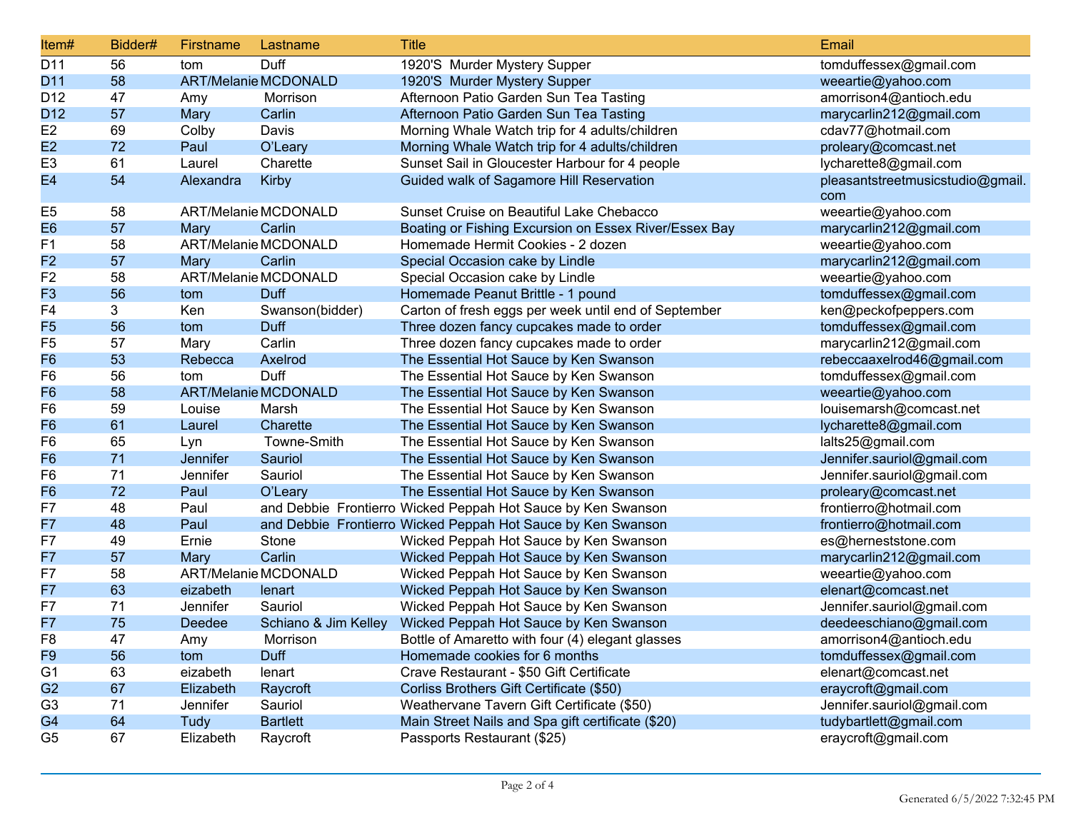| Item# | Bidder# | Firstname | Lastname | Title | Email |
|---|---|---|---|---|---|
| D11 | 56 | tom | Duff | 1920'S  Murder Mystery Supper | tomduffessex@gmail.com |
| D11 | 58 | ART/Melanie | MCDONALD | 1920'S  Murder Mystery Supper | weeartie@yahoo.com |
| D12 | 47 | Amy | Morrison | Afternoon Patio Garden Sun Tea Tasting | amorrison4@antioch.edu |
| D12 | 57 | Mary | Carlin | Afternoon Patio Garden Sun Tea Tasting | marycarlin212@gmail.com |
| E2 | 69 | Colby | Davis | Morning Whale Watch trip for 4 adults/children | cdav77@hotmail.com |
| E2 | 72 | Paul | O'Leary | Morning Whale Watch trip for 4 adults/children | proleary@comcast.net |
| E3 | 61 | Laurel | Charette | Sunset Sail in Gloucester Harbour for 4 people | lycharette8@gmail.com |
| E4 | 54 | Alexandra | Kirby | Guided walk of Sagamore Hill Reservation | pleasantstreetmusicstudio@gmail.com |
| E5 | 58 | ART/Melanie | MCDONALD | Sunset Cruise on Beautiful Lake Chebacco | weeartie@yahoo.com |
| E6 | 57 | Mary | Carlin | Boating or Fishing Excursion on Essex River/Essex Bay | marycarlin212@gmail.com |
| F1 | 58 | ART/Melanie | MCDONALD | Homemade Hermit Cookies - 2 dozen | weeartie@yahoo.com |
| F2 | 57 | Mary | Carlin | Special Occasion cake by Lindle | marycarlin212@gmail.com |
| F2 | 58 | ART/Melanie | MCDONALD | Special Occasion cake by Lindle | weeartie@yahoo.com |
| F3 | 56 | tom | Duff | Homemade Peanut Brittle - 1 pound | tomduffessex@gmail.com |
| F4 | 3 | Ken | Swanson(bidder) | Carton of fresh eggs per week until end of September | ken@peckofpeppers.com |
| F5 | 56 | tom | Duff | Three dozen fancy cupcakes made to order | tomduffessex@gmail.com |
| F5 | 57 | Mary | Carlin | Three dozen fancy cupcakes made to order | marycarlin212@gmail.com |
| F6 | 53 | Rebecca | Axelrod | The Essential Hot Sauce by Ken Swanson | rebeccaaxelrod46@gmail.com |
| F6 | 56 | tom | Duff | The Essential Hot Sauce by Ken Swanson | tomduffessex@gmail.com |
| F6 | 58 | ART/Melanie | MCDONALD | The Essential Hot Sauce by Ken Swanson | weeartie@yahoo.com |
| F6 | 59 | Louise | Marsh | The Essential Hot Sauce by Ken Swanson | louisemarsh@comcast.net |
| F6 | 61 | Laurel | Charette | The Essential Hot Sauce by Ken Swanson | lycharette8@gmail.com |
| F6 | 65 | Lyn | Towne-Smith | The Essential Hot Sauce by Ken Swanson | lalts25@gmail.com |
| F6 | 71 | Jennifer | Sauriol | The Essential Hot Sauce by Ken Swanson | Jennifer.sauriol@gmail.com |
| F6 | 71 | Jennifer | Sauriol | The Essential Hot Sauce by Ken Swanson | Jennifer.sauriol@gmail.com |
| F6 | 72 | Paul | O'Leary | The Essential Hot Sauce by Ken Swanson | proleary@comcast.net |
| F7 | 48 | Paul | and Debbie  Frontierro | Wicked Peppah Hot Sauce by Ken Swanson | frontierro@hotmail.com |
| F7 | 48 | Paul | and Debbie  Frontierro | Wicked Peppah Hot Sauce by Ken Swanson | frontierro@hotmail.com |
| F7 | 49 | Ernie | Stone | Wicked Peppah Hot Sauce by Ken Swanson | es@herneststone.com |
| F7 | 57 | Mary | Carlin | Wicked Peppah Hot Sauce by Ken Swanson | marycarlin212@gmail.com |
| F7 | 58 | ART/Melanie | MCDONALD | Wicked Peppah Hot Sauce by Ken Swanson | weeartie@yahoo.com |
| F7 | 63 | eizabeth | lenart | Wicked Peppah Hot Sauce by Ken Swanson | elenart@comcast.net |
| F7 | 71 | Jennifer | Sauriol | Wicked Peppah Hot Sauce by Ken Swanson | Jennifer.sauriol@gmail.com |
| F7 | 75 | Deedee | Schiano & Jim Kelley | Wicked Peppah Hot Sauce by Ken Swanson | deedeeschiano@gmail.com |
| F8 | 47 | Amy | Morrison | Bottle of Amaretto with four (4) elegant glasses | amorrison4@antioch.edu |
| F9 | 56 | tom | Duff | Homemade cookies for 6 months | tomduffessex@gmail.com |
| G1 | 63 | eizabeth | lenart | Crave Restaurant - $50 Gift Certificate | elenart@comcast.net |
| G2 | 67 | Elizabeth | Raycroft | Corliss Brothers Gift Certificate ($50) | eraycroft@gmail.com |
| G3 | 71 | Jennifer | Sauriol | Weathervane Tavern Gift Certificate ($50) | Jennifer.sauriol@gmail.com |
| G4 | 64 | Tudy | Bartlett | Main Street Nails and Spa gift certificate ($20) | tudybartlett@gmail.com |
| G5 | 67 | Elizabeth | Raycroft | Passports Restaurant ($25) | eraycroft@gmail.com |

Generated 6/5/2022 7:32:45 PM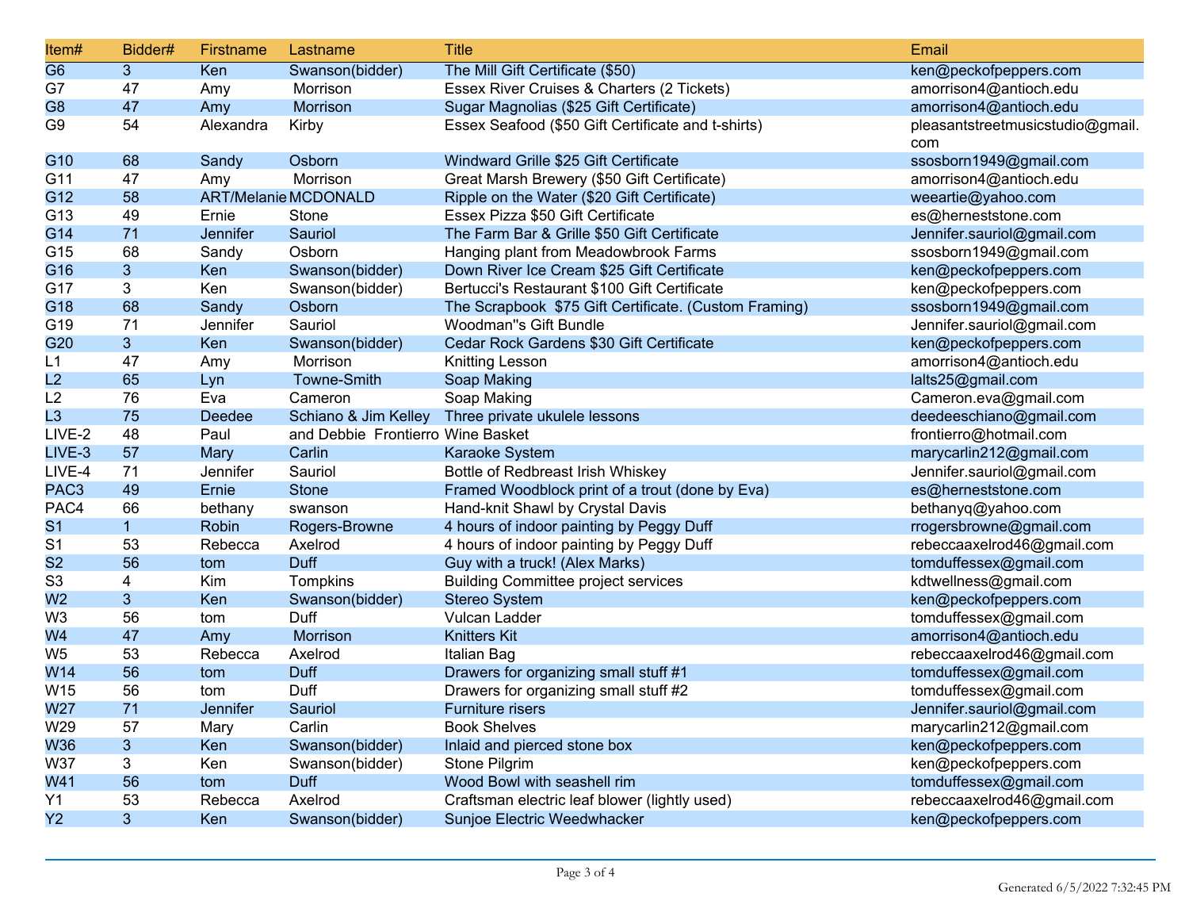| Item# | Bidder# | Firstname | Lastname | Title | Email |
|---|---|---|---|---|---|
| G6 | 3 | Ken | Swanson(bidder) | The Mill Gift Certificate ($50) | ken@peckofpeppers.com |
| G7 | 47 | Amy | Morrison | Essex River Cruises & Charters (2 Tickets) | amorrison4@antioch.edu |
| G8 | 47 | Amy | Morrison | Sugar Magnolias ($25 Gift Certificate) | amorrison4@antioch.edu |
| G9 | 54 | Alexandra | Kirby | Essex Seafood ($50 Gift Certificate and t-shirts) | pleasantstreetmusicstudio@gmail.com |
| G10 | 68 | Sandy | Osborn | Windward Grille $25 Gift Certificate | ssosborn1949@gmail.com |
| G11 | 47 | Amy | Morrison | Great Marsh Brewery ($50 Gift Certificate) | amorrison4@antioch.edu |
| G12 | 58 | ART/Melanie | MCDONALD | Ripple on the Water ($20 Gift Certificate) | weeartie@yahoo.com |
| G13 | 49 | Ernie | Stone | Essex Pizza $50 Gift Certificate | es@herneststone.com |
| G14 | 71 | Jennifer | Sauriol | The Farm Bar & Grille $50 Gift Certificate | Jennifer.sauriol@gmail.com |
| G15 | 68 | Sandy | Osborn | Hanging plant from Meadowbrook Farms | ssosborn1949@gmail.com |
| G16 | 3 | Ken | Swanson(bidder) | Down River Ice Cream $25 Gift Certificate | ken@peckofpeppers.com |
| G17 | 3 | Ken | Swanson(bidder) | Bertucci's Restaurant $100 Gift Certificate | ken@peckofpeppers.com |
| G18 | 68 | Sandy | Osborn | The Scrapbook $75 Gift Certificate. (Custom Framing) | ssosborn1949@gmail.com |
| G19 | 71 | Jennifer | Sauriol | Woodman''s Gift Bundle | Jennifer.sauriol@gmail.com |
| G20 | 3 | Ken | Swanson(bidder) | Cedar Rock Gardens $30 Gift Certificate | ken@peckofpeppers.com |
| L1 | 47 | Amy | Morrison | Knitting Lesson | amorrison4@antioch.edu |
| L2 | 65 | Lyn | Towne-Smith | Soap Making | lalts25@gmail.com |
| L2 | 76 | Eva | Cameron | Soap Making | Cameron.eva@gmail.com |
| L3 | 75 | Deedee | Schiano & Jim Kelley | Three private ukulele lessons | deedeeschiano@gmail.com |
| LIVE-2 | 48 | Paul | and Debbie Frontierro | Wine Basket | frontierro@hotmail.com |
| LIVE-3 | 57 | Mary | Carlin | Karaoke System | marycarlin212@gmail.com |
| LIVE-4 | 71 | Jennifer | Sauriol | Bottle of Redbreast Irish Whiskey | Jennifer.sauriol@gmail.com |
| PAC3 | 49 | Ernie | Stone | Framed Woodblock print of a trout (done by Eva) | es@herneststone.com |
| PAC4 | 66 | bethany | swanson | Hand-knit Shawl by Crystal Davis | bethanyq@yahoo.com |
| S1 | 1 | Robin | Rogers-Browne | 4 hours of indoor painting by Peggy Duff | rrogersbrowne@gmail.com |
| S1 | 53 | Rebecca | Axelrod | 4 hours of indoor painting by Peggy Duff | rebeccaaxelrod46@gmail.com |
| S2 | 56 | tom | Duff | Guy with a truck! (Alex Marks) | tomduffessex@gmail.com |
| S3 | 4 | Kim | Tompkins | Building Committee project services | kdtwellness@gmail.com |
| W2 | 3 | Ken | Swanson(bidder) | Stereo System | ken@peckofpeppers.com |
| W3 | 56 | tom | Duff | Vulcan Ladder | tomduffessex@gmail.com |
| W4 | 47 | Amy | Morrison | Knitters Kit | amorrison4@antioch.edu |
| W5 | 53 | Rebecca | Axelrod | Italian Bag | rebeccaaxelrod46@gmail.com |
| W14 | 56 | tom | Duff | Drawers for organizing small stuff #1 | tomduffessex@gmail.com |
| W15 | 56 | tom | Duff | Drawers for organizing small stuff #2 | tomduffessex@gmail.com |
| W27 | 71 | Jennifer | Sauriol | Furniture risers | Jennifer.sauriol@gmail.com |
| W29 | 57 | Mary | Carlin | Book Shelves | marycarlin212@gmail.com |
| W36 | 3 | Ken | Swanson(bidder) | Inlaid and pierced stone box | ken@peckofpeppers.com |
| W37 | 3 | Ken | Swanson(bidder) | Stone Pilgrim | ken@peckofpeppers.com |
| W41 | 56 | tom | Duff | Wood Bowl with seashell rim | tomduffessex@gmail.com |
| Y1 | 53 | Rebecca | Axelrod | Craftsman electric leaf blower (lightly used) | rebeccaaxelrod46@gmail.com |
| Y2 | 3 | Ken | Swanson(bidder) | Sunjoe Electric Weedwhacker | ken@peckofpeppers.com |

Generated 6/5/2022 7:32:45 PM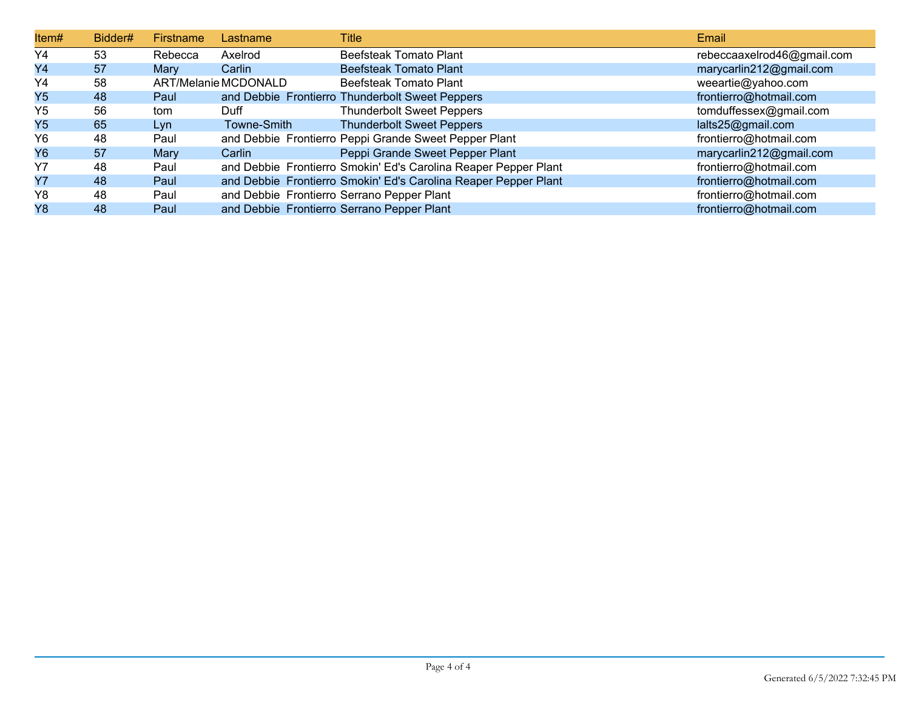| Item# | Bidder# | Firstname | Lastname | Title | Email |
|---|---|---|---|---|---|
| Y4 | 53 | Rebecca | Axelrod | Beefsteak Tomato Plant | rebeccaaxelrod46@gmail.com |
| Y4 | 57 | Mary | Carlin | Beefsteak Tomato Plant | marycarlin212@gmail.com |
| Y4 | 58 | ART/Melanie | MCDONALD | Beefsteak Tomato Plant | weeartie@yahoo.com |
| Y5 | 48 | Paul | and Debbie Frontierro | Thunderbolt Sweet Peppers | frontierro@hotmail.com |
| Y5 | 56 | tom | Duff | Thunderbolt Sweet Peppers | tomduffessex@gmail.com |
| Y5 | 65 | Lyn | Towne-Smith | Thunderbolt Sweet Peppers | lalts25@gmail.com |
| Y6 | 48 | Paul | and Debbie Frontierro | Peppi Grande Sweet Pepper Plant | frontierro@hotmail.com |
| Y6 | 57 | Mary | Carlin | Peppi Grande Sweet Pepper Plant | marycarlin212@gmail.com |
| Y7 | 48 | Paul | and Debbie Frontierro | Smokin' Ed's Carolina Reaper Pepper Plant | frontierro@hotmail.com |
| Y7 | 48 | Paul | and Debbie Frontierro | Smokin' Ed's Carolina Reaper Pepper Plant | frontierro@hotmail.com |
| Y8 | 48 | Paul | and Debbie Frontierro | Serrano Pepper Plant | frontierro@hotmail.com |
| Y8 | 48 | Paul | and Debbie Frontierro | Serrano Pepper Plant | frontierro@hotmail.com |

Generated 6/5/2022 7:32:45 PM